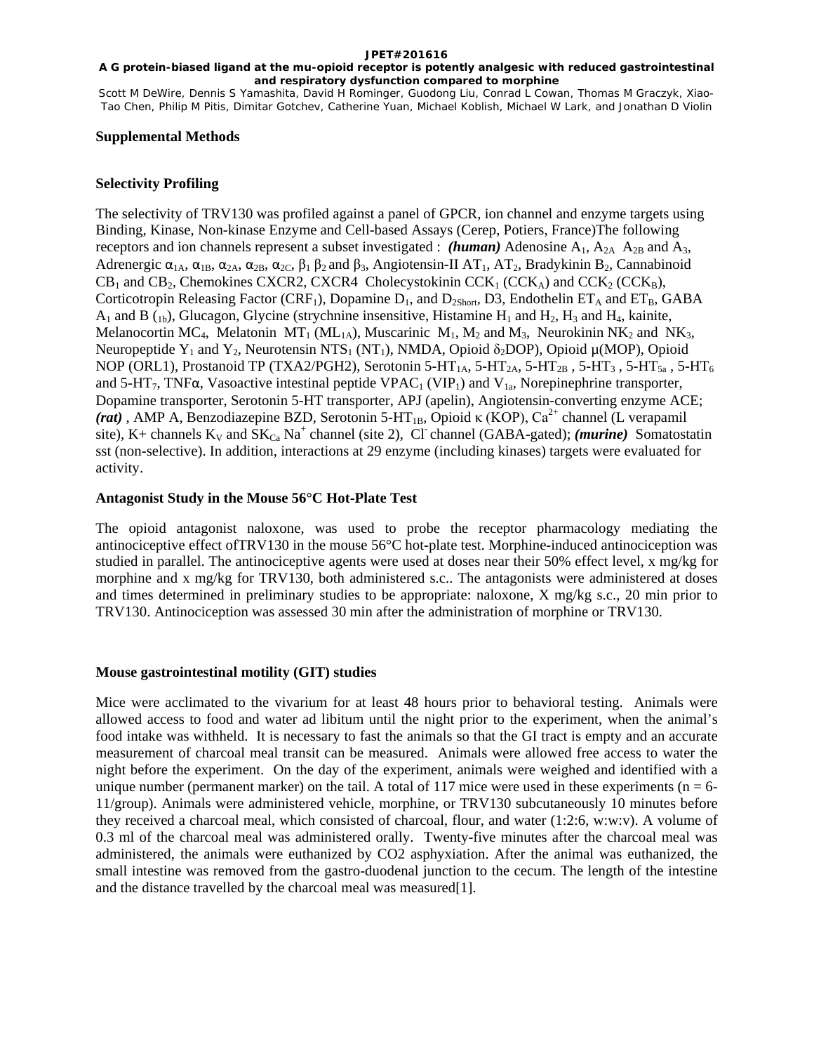JPET#201616

**A G protein-biased ligand at the mu-opioid receptor is potently analgesic with reduced gastrointestinal and respiratory dysfunction compared to morphine**

Scott M DeWire, Dennis S Yamashita, David H Rominger, Guodong Liu, Conrad L Cowan, Thomas M Graczyk, Xiao-Tao Chen, Philip M Pitis, Dimitar Gotchev, Catherine Yuan, Michael Koblish, Michael W Lark, and Jonathan D Violin

## Supplemental Methods

### Selectivity Profiling

The selectivity of TRV130 was profiled against a panel of GPCR, ion channel and enzyme targets using Binding, Kinase, Non-kinase Enzyme and Cell-based Assays (Cerep, Potiers, France)The following receptors and ion channels represent a subset investigated : ***(human)*** Adenosine $A_1$, $A_{2A}$ $A_{2B}$ and $A_3$, Adrenergic $\alpha_{1A}$, $\alpha_{1B}$, $\alpha_{2A}$, $\alpha_{2B}$, $\alpha_{2C}$, $\beta_1$ $\beta_2$ and $\beta_3$, Angiotensin-II $AT_1$, $AT_2$, Bradykinin $B_2$, Cannabinoid $CB_1$ and $CB_2$, Chemokines CXCR2, CXCR4 Cholecystokinin $CCK_1$ ($CCK_A$) and $CCK_2$ ($CCK_B$), Corticotropin Releasing Factor ($CRF_1$), Dopamine $D_1$, and $D_{2Short}$, D3, Endothelin $ET_A$ and $ET_B$, GABA $A_1$ and B ($_{1b}$), Glucagon, Glycine (strychnine insensitive, Histamine $H_1$ and $H_2$, $H_3$ and $H_4$, kainite, Melanocortin $MC_4$, Melatonin $MT_1$ ($ML_{1A}$), Muscarinic $M_1$, $M_2$ and $M_3$, Neurokinin $NK_2$ and $NK_3$, Neuropeptide $Y_1$ and $Y_2$, Neurotensin $NTS_1$ ($NT_1$), NMDA, Opioid $\delta_2$DOP), Opioid μ(MOP), Opioid NOP (ORL1), Prostanoid TP (TXA2/PGH2), Serotonin 5-$HT_{1A}$, 5-$HT_{2A}$, 5-$HT_{2B}$ , 5-$HT_3$ , 5-$HT_{5a}$ , 5-$HT_6$ and 5-$HT_7$, TNFα, Vasoactive intestinal peptide $VPAC_1$ ($VIP_1$) and $V_{1a}$, Norepinephrine transporter, Dopamine transporter, Serotonin 5-HT transporter, APJ (apelin), Angiotensin-converting enzyme ACE; ***(rat)*** , AMP A, Benzodiazepine BZD, Serotonin 5-$HT_{1B}$, Opioid κ (KOP), $Ca^{2+}$ channel (L verapamil site), K+ channels $K_V$ and $SK_{Ca}$ $Na^+$ channel (site 2), $Cl^-$ channel (GABA-gated); ***(murine)*** Somatostatin sst (non-selective). In addition, interactions at 29 enzyme (including kinases) targets were evaluated for activity.

### Antagonist Study in the Mouse 56°C Hot-Plate Test

The opioid antagonist naloxone, was used to probe the receptor pharmacology mediating the antinociceptive effect ofTRV130 in the mouse 56°C hot-plate test. Morphine-induced antinociception was studied in parallel. The antinociceptive agents were used at doses near their 50% effect level, x mg/kg for morphine and x mg/kg for TRV130, both administered s.c.. The antagonists were administered at doses and times determined in preliminary studies to be appropriate: naloxone, X mg/kg s.c., 20 min prior to TRV130. Antinociception was assessed 30 min after the administration of morphine or TRV130.

### Mouse gastrointestinal motility (GIT) studies

Mice were acclimated to the vivarium for at least 48 hours prior to behavioral testing. Animals were allowed access to food and water ad libitum until the night prior to the experiment, when the animal's food intake was withheld. It is necessary to fast the animals so that the GI tract is empty and an accurate measurement of charcoal meal transit can be measured. Animals were allowed free access to water the night before the experiment. On the day of the experiment, animals were weighed and identified with a unique number (permanent marker) on the tail. A total of 117 mice were used in these experiments (n = 6-11/group). Animals were administered vehicle, morphine, or TRV130 subcutaneously 10 minutes before they received a charcoal meal, which consisted of charcoal, flour, and water (1:2:6, w:w:v). A volume of 0.3 ml of the charcoal meal was administered orally. Twenty-five minutes after the charcoal meal was administered, the animals were euthanized by CO2 asphyxiation. After the animal was euthanized, the small intestine was removed from the gastro-duodenal junction to the cecum. The length of the intestine and the distance travelled by the charcoal meal was measured[1].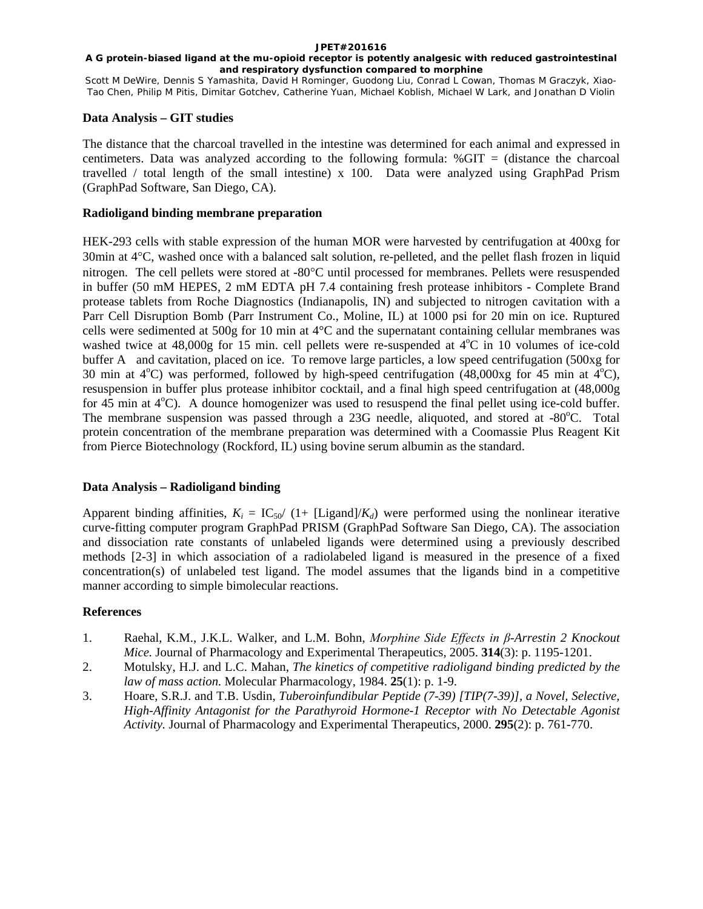### Data Analysis – GIT studies

The distance that the charcoal travelled in the intestine was determined for each animal and expressed in centimeters. Data was analyzed according to the following formula: %GIT = (distance the charcoal travelled / total length of the small intestine) x 100. Data were analyzed using GraphPad Prism (GraphPad Software, San Diego, CA).

### Radioligand binding membrane preparation

HEK-293 cells with stable expression of the human MOR were harvested by centrifugation at 400xg for 30min at 4°C, washed once with a balanced salt solution, re-pelleted, and the pellet flash frozen in liquid nitrogen. The cell pellets were stored at -80°C until processed for membranes. Pellets were resuspended in buffer (50 mM HEPES, 2 mM EDTA pH 7.4 containing fresh protease inhibitors - Complete Brand protease tablets from Roche Diagnostics (Indianapolis, IN) and subjected to nitrogen cavitation with a Parr Cell Disruption Bomb (Parr Instrument Co., Moline, IL) at 1000 psi for 20 min on ice. Ruptured cells were sedimented at 500g for 10 min at 4°C and the supernatant containing cellular membranes was washed twice at 48,000g for 15 min. cell pellets were re-suspended at 4°C in 10 volumes of ice-cold buffer A and cavitation, placed on ice. To remove large particles, a low speed centrifugation (500xg for 30 min at 4°C) was performed, followed by high-speed centrifugation (48,000xg for 45 min at 4°C), resuspension in buffer plus protease inhibitor cocktail, and a final high speed centrifugation at (48,000g for 45 min at 4°C). A dounce homogenizer was used to resuspend the final pellet using ice-cold buffer. The membrane suspension was passed through a 23G needle, aliquoted, and stored at -80°C. Total protein concentration of the membrane preparation was determined with a Coomassie Plus Reagent Kit from Pierce Biotechnology (Rockford, IL) using bovine serum albumin as the standard.

### Data Analysis – Radioligand binding

Apparent binding affinities, $K_i = IC_{50} / (1 + [Ligand]/K_d)$ were performed using the nonlinear iterative curve-fitting computer program GraphPad PRISM (GraphPad Software San Diego, CA). The association and dissociation rate constants of unlabeled ligands were determined using a previously described methods [2-3] in which association of a radiolabeled ligand is measured in the presence of a fixed concentration(s) of unlabeled test ligand. The model assumes that the ligands bind in a competitive manner according to simple bimolecular reactions.

### References

1. Raehal, K.M., J.K.L. Walker, and L.M. Bohn, *Morphine Side Effects in β-Arrestin 2 Knockout Mice.* Journal of Pharmacology and Experimental Therapeutics, 2005. **314**(3): p. 1195-1201.
2. Motulsky, H.J. and L.C. Mahan, *The kinetics of competitive radioligand binding predicted by the law of mass action.* Molecular Pharmacology, 1984. **25**(1): p. 1-9.
3. Hoare, S.R.J. and T.B. Usdin, *Tuberoinfundibular Peptide (7-39) [TIP(7-39)], a Novel, Selective, High-Affinity Antagonist for the Parathyroid Hormone-1 Receptor with No Detectable Agonist Activity.* Journal of Pharmacology and Experimental Therapeutics, 2000. **295**(2): p. 761-770.